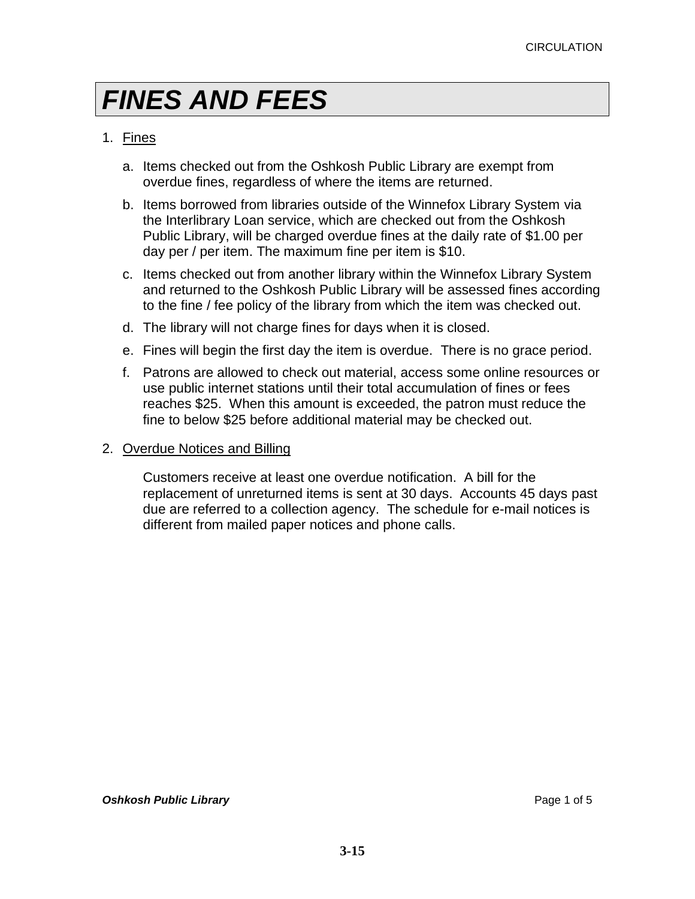# FINES AND FEES

1. Fines

   a. Items checked out from the Oshkosh Public Library are exempt from overdue fines, regardless of where the items are returned.

   b. Items borrowed from libraries outside of the Winnefox Library System via the Interlibrary Loan service, which are checked out from the Oshkosh Public Library, will be charged overdue fines at the daily rate of $1.00 per day per / per item. The maximum fine per item is $10.

   c. Items checked out from another library within the Winnefox Library System and returned to the Oshkosh Public Library will be assessed fines according to the fine / fee policy of the library from which the item was checked out.

   d. The library will not charge fines for days when it is closed.

   e. Fines will begin the first day the item is overdue. There is no grace period.

   f. Patrons are allowed to check out material, access some online resources or use public internet stations until their total accumulation of fines or fees reaches $25. When this amount is exceeded, the patron must reduce the fine to below $25 before additional material may be checked out.

2. Overdue Notices and Billing

   Customers receive at least one overdue notification. A bill for the replacement of unreturned items is sent at 30 days. Accounts 45 days past due are referred to a collection agency. The schedule for e-mail notices is different from mailed paper notices and phone calls.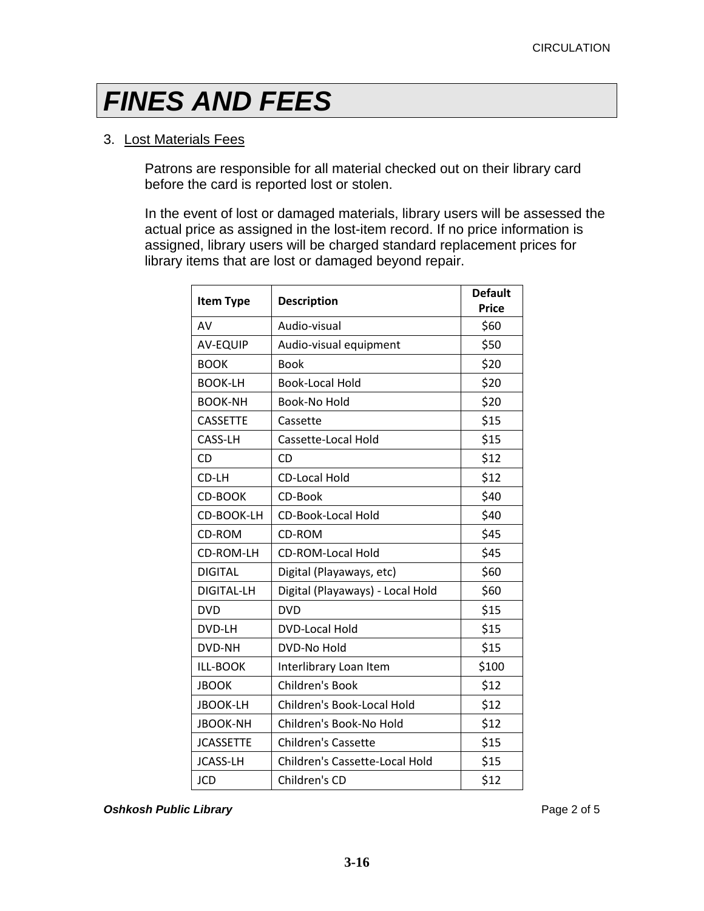# *FINES AND FEES*

3. Lost Materials Fees

Patrons are responsible for all material checked out on their library card before the card is reported lost or stolen.

In the event of lost or damaged materials, library users will be assessed the actual price as assigned in the lost-item record. If no price information is assigned, library users will be charged standard replacement prices for library items that are lost or damaged beyond repair.

| Item Type | Description | Default Price |
|---|---|---|
| AV | Audio-visual | $60 |
| AV-EQUIP | Audio-visual equipment | $50 |
| BOOK | Book | $20 |
| BOOK-LH | Book-Local Hold | $20 |
| BOOK-NH | Book-No Hold | $20 |
| CASSETTE | Cassette | $15 |
| CASS-LH | Cassette-Local Hold | $15 |
| CD | CD | $12 |
| CD-LH | CD-Local Hold | $12 |
| CD-BOOK | CD-Book | $40 |
| CD-BOOK-LH | CD-Book-Local Hold | $40 |
| CD-ROM | CD-ROM | $45 |
| CD-ROM-LH | CD-ROM-Local Hold | $45 |
| DIGITAL | Digital (Playaways, etc) | $60 |
| DIGITAL-LH | Digital (Playaways) - Local Hold | $60 |
| DVD | DVD | $15 |
| DVD-LH | DVD-Local Hold | $15 |
| DVD-NH | DVD-No Hold | $15 |
| ILL-BOOK | Interlibrary Loan Item | $100 |
| JBOOK | Children's Book | $12 |
| JBOOK-LH | Children's Book-Local Hold | $12 |
| JBOOK-NH | Children's Book-No Hold | $12 |
| JCASSETTE | Children's Cassette | $15 |
| JCASS-LH | Children's Cassette-Local Hold | $15 |
| JCD | Children's CD | $12 |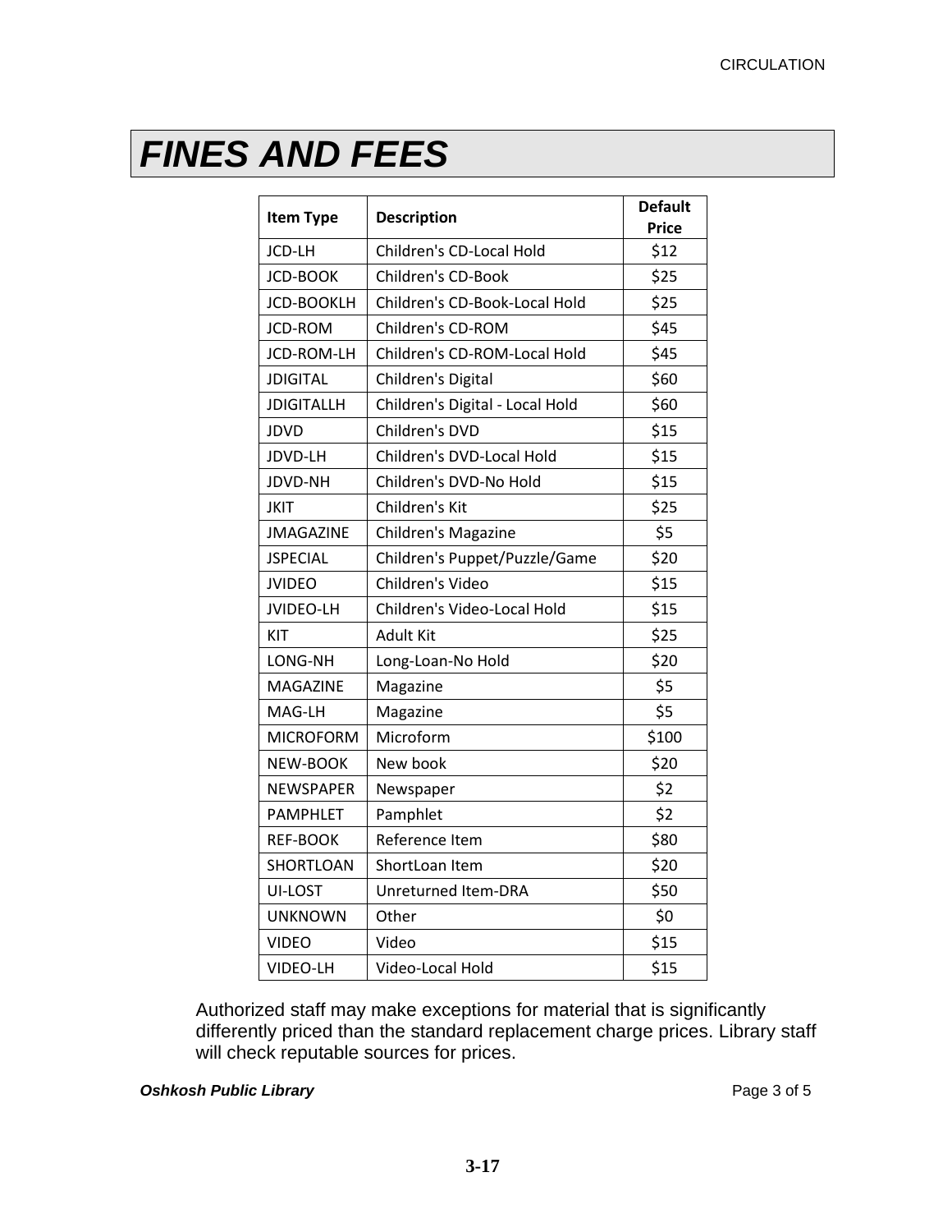# FINES AND FEES

| Item Type | Description | Default Price |
|---|---|---|
| JCD-LH | Children's CD-Local Hold | $12 |
| JCD-BOOK | Children's CD-Book | $25 |
| JCD-BOOKLH | Children's CD-Book-Local Hold | $25 |
| JCD-ROM | Children's CD-ROM | $45 |
| JCD-ROM-LH | Children's CD-ROM-Local Hold | $45 |
| JDIGITAL | Children's Digital | $60 |
| JDIGITALLH | Children's Digital - Local Hold | $60 |
| JDVD | Children's DVD | $15 |
| JDVD-LH | Children's DVD-Local Hold | $15 |
| JDVD-NH | Children's DVD-No Hold | $15 |
| JKIT | Children's Kit | $25 |
| JMAGAZINE | Children's Magazine | $5 |
| JSPECIAL | Children's Puppet/Puzzle/Game | $20 |
| JVIDEO | Children's Video | $15 |
| JVIDEO-LH | Children's Video-Local Hold | $15 |
| KIT | Adult Kit | $25 |
| LONG-NH | Long-Loan-No Hold | $20 |
| MAGAZINE | Magazine | $5 |
| MAG-LH | Magazine | $5 |
| MICROFORM | Microform | $100 |
| NEW-BOOK | New book | $20 |
| NEWSPAPER | Newspaper | $2 |
| PAMPHLET | Pamphlet | $2 |
| REF-BOOK | Reference Item | $80 |
| SHORTLOAN | ShortLoan Item | $20 |
| UI-LOST | Unreturned Item-DRA | $50 |
| UNKNOWN | Other | $0 |
| VIDEO | Video | $15 |
| VIDEO-LH | Video-Local Hold | $15 |

Authorized staff may make exceptions for material that is significantly differently priced than the standard replacement charge prices. Library staff will check reputable sources for prices.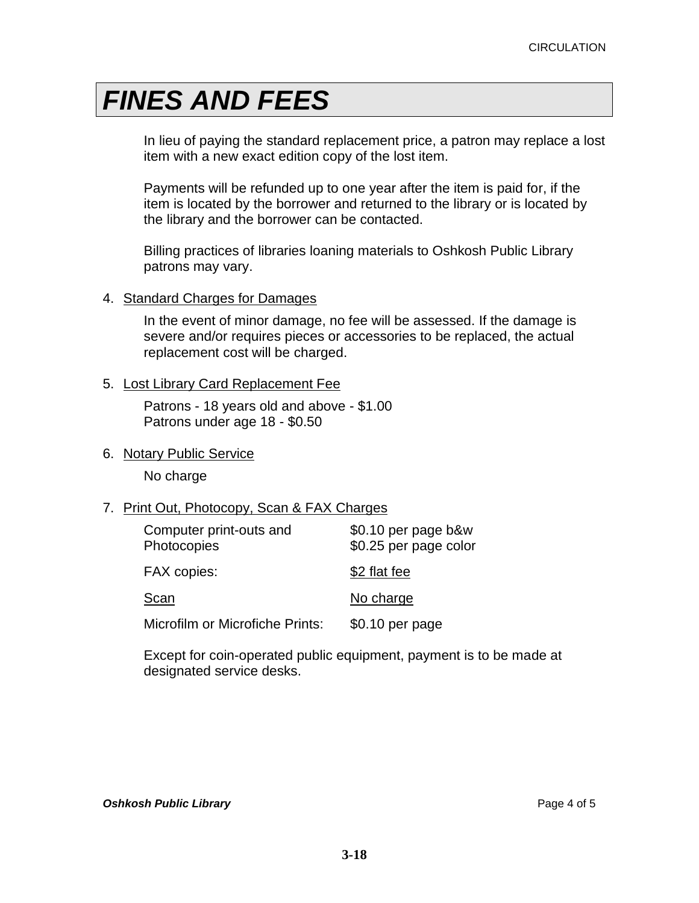# FINES AND FEES

In lieu of paying the standard replacement price, a patron may replace a lost item with a new exact edition copy of the lost item.

Payments will be refunded up to one year after the item is paid for, if the item is located by the borrower and returned to the library or is located by the library and the borrower can be contacted.

Billing practices of libraries loaning materials to Oshkosh Public Library patrons may vary.

4. Standard Charges for Damages

   In the event of minor damage, no fee will be assessed. If the damage is severe and/or requires pieces or accessories to be replaced, the actual replacement cost will be charged.

5. Lost Library Card Replacement Fee

   Patrons - 18 years old and above - $1.00
   Patrons under age 18 - $0.50

6. Notary Public Service

   No charge

7. Print Out, Photocopy, Scan & FAX Charges

| | |
|---|---|
| Computer print-outs and Photocopies | $0.10 per page b&w<br>$0.25 per page color |
| FAX copies: | $2 flat fee |
| Scan | No charge |
| Microfilm or Microfiche Prints: | $0.10 per page |

   Except for coin-operated public equipment, payment is to be made at designated service desks.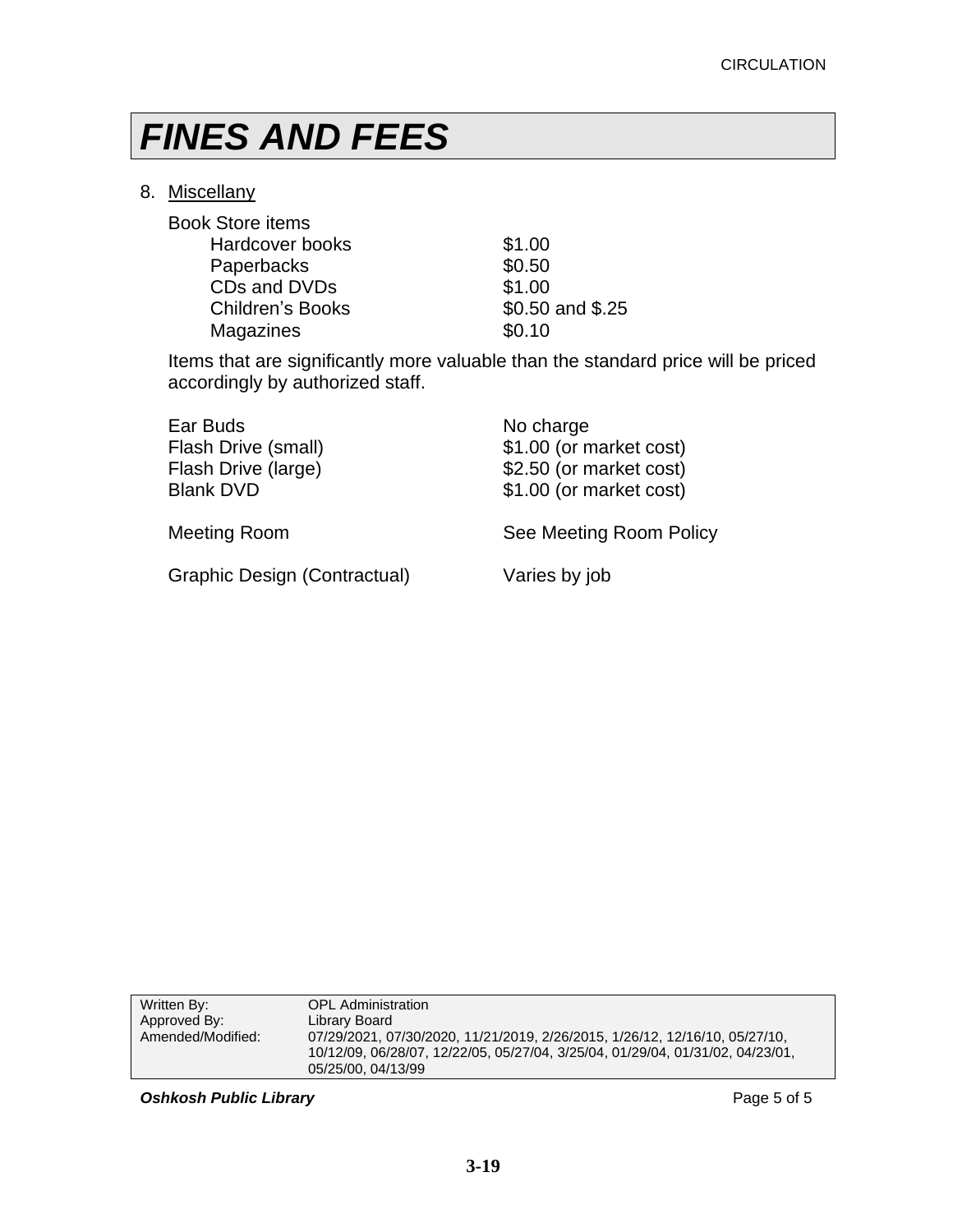# FINES AND FEES

8. Miscellany

Book Store items

| | |
|---|---|
| Hardcover books | $1.00 |
| Paperbacks | $0.50 |
| CDs and DVDs | $1.00 |
| Children's Books | $0.50 and $.25 |
| Magazines | $0.10 |

Items that are significantly more valuable than the standard price will be priced accordingly by authorized staff.

| | |
|---|---|
| Ear Buds | No charge |
| Flash Drive (small) | $1.00 (or market cost) |
| Flash Drive (large) | $2.50 (or market cost) |
| Blank DVD | $1.00 (or market cost) |
| Meeting Room | See Meeting Room Policy |
| Graphic Design (Contractual) | Varies by job |

| | |
|---|---|
| Written By: | OPL Administration |
| Approved By: | Library Board |
| Amended/Modified: | 07/29/2021, 07/30/2020, 11/21/2019, 2/26/2015, 1/26/12, 12/16/10, 05/27/10, 10/12/09, 06/28/07, 12/22/05, 05/27/04, 3/25/04, 01/29/04, 01/31/02, 04/23/01, 05/25/00, 04/13/99 |